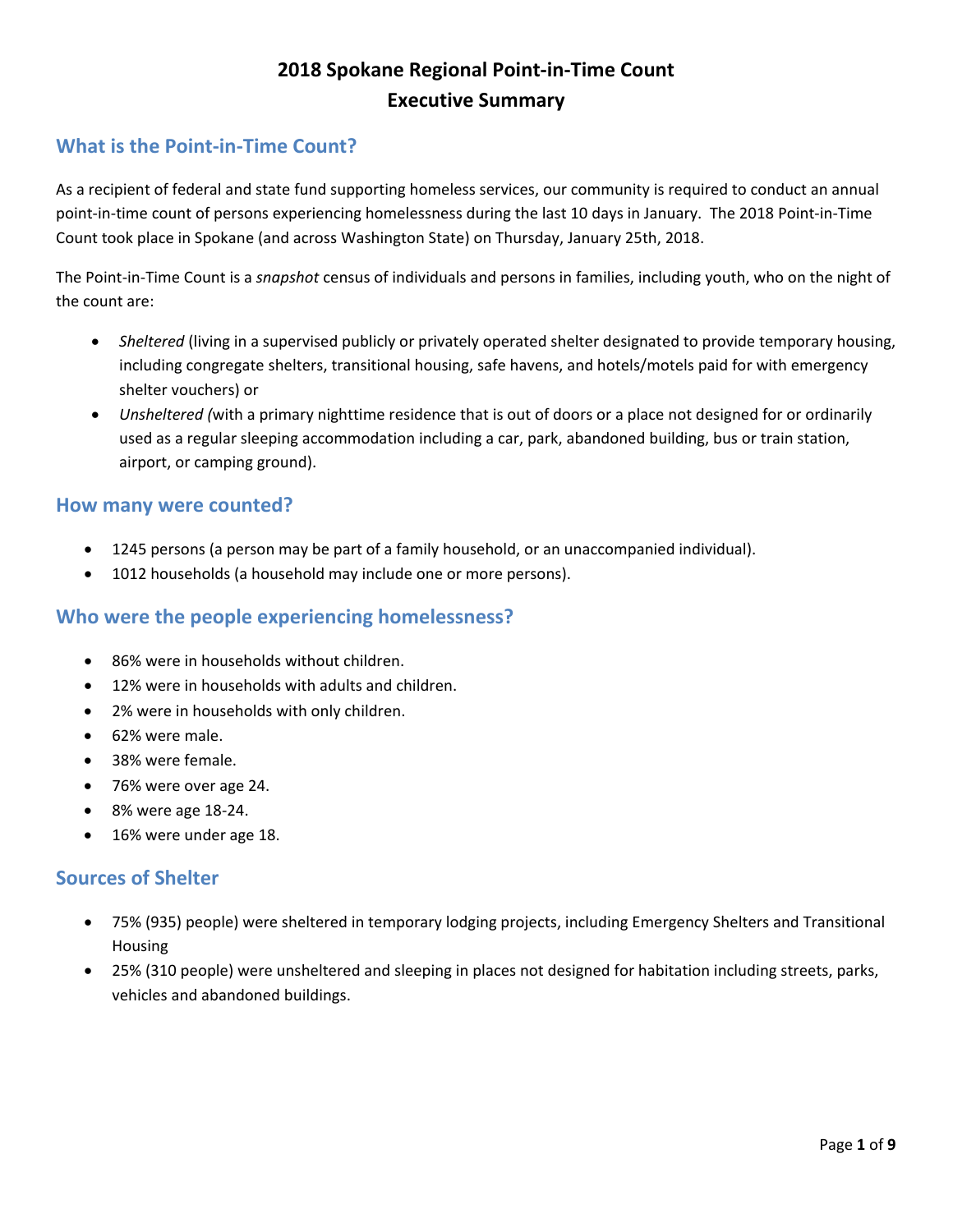# 2018 Spokane Regional Point-in-Time Count
# Executive Summary

## What is the Point-in-Time Count?

As a recipient of federal and state fund supporting homeless services, our community is required to conduct an annual point-in-time count of persons experiencing homelessness during the last 10 days in January. The 2018 Point-in-Time Count took place in Spokane (and across Washington State) on Thursday, January 25th, 2018.

The Point-in-Time Count is a *snapshot* census of individuals and persons in families, including youth, who on the night of the count are:

- *Sheltered* (living in a supervised publicly or privately operated shelter designated to provide temporary housing, including congregate shelters, transitional housing, safe havens, and hotels/motels paid for with emergency shelter vouchers) or
- *Unsheltered (*with a primary nighttime residence that is out of doors or a place not designed for or ordinarily used as a regular sleeping accommodation including a car, park, abandoned building, bus or train station, airport, or camping ground).

## How many were counted?

- 1245 persons (a person may be part of a family household, or an unaccompanied individual).
- 1012 households (a household may include one or more persons).

## Who were the people experiencing homelessness?

- 86% were in households without children.
- 12% were in households with adults and children.
- 2% were in households with only children.
- 62% were male.
- 38% were female.
- 76% were over age 24.
- 8% were age 18-24.
- 16% were under age 18.

## Sources of Shelter

- 75% (935) people) were sheltered in temporary lodging projects, including Emergency Shelters and Transitional Housing
- 25% (310 people) were unsheltered and sleeping in places not designed for habitation including streets, parks, vehicles and abandoned buildings.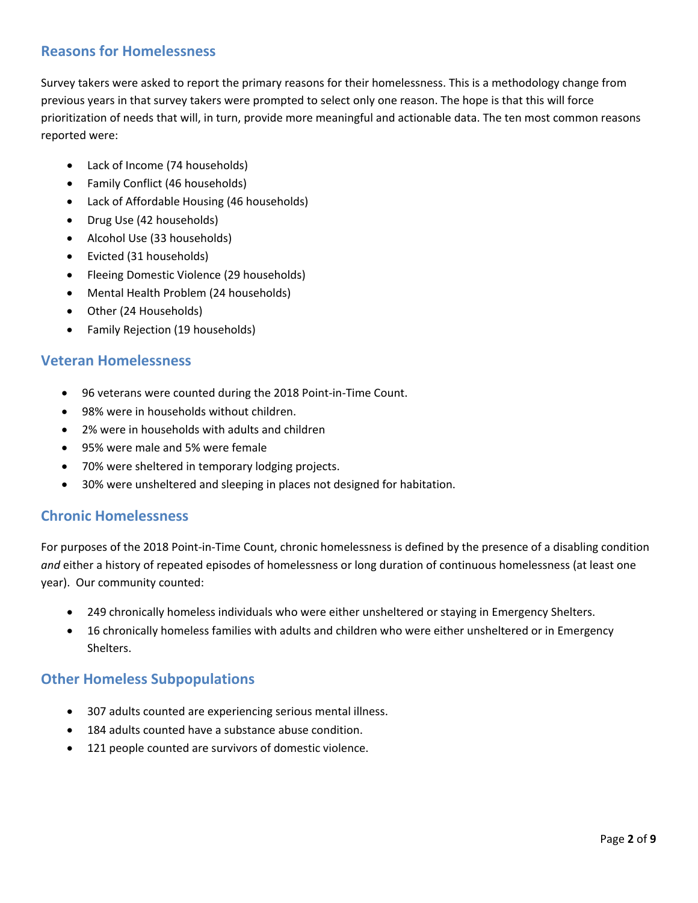## Reasons for Homelessness

Survey takers were asked to report the primary reasons for their homelessness. This is a methodology change from previous years in that survey takers were prompted to select only one reason. The hope is that this will force prioritization of needs that will, in turn, provide more meaningful and actionable data. The ten most common reasons reported were:

- Lack of Income (74 households)
- Family Conflict (46 households)
- Lack of Affordable Housing (46 households)
- Drug Use (42 households)
- Alcohol Use (33 households)
- Evicted (31 households)
- Fleeing Domestic Violence (29 households)
- Mental Health Problem (24 households)
- Other (24 Households)
- Family Rejection (19 households)

## Veteran Homelessness

- 96 veterans were counted during the 2018 Point-in-Time Count.
- 98% were in households without children.
- 2% were in households with adults and children
- 95% were male and 5% were female
- 70% were sheltered in temporary lodging projects.
- 30% were unsheltered and sleeping in places not designed for habitation.

## Chronic Homelessness

For purposes of the 2018 Point-in-Time Count, chronic homelessness is defined by the presence of a disabling condition *and* either a history of repeated episodes of homelessness or long duration of continuous homelessness (at least one year). Our community counted:

- 249 chronically homeless individuals who were either unsheltered or staying in Emergency Shelters.
- 16 chronically homeless families with adults and children who were either unsheltered or in Emergency Shelters.

## Other Homeless Subpopulations

- 307 adults counted are experiencing serious mental illness.
- 184 adults counted have a substance abuse condition.
- 121 people counted are survivors of domestic violence.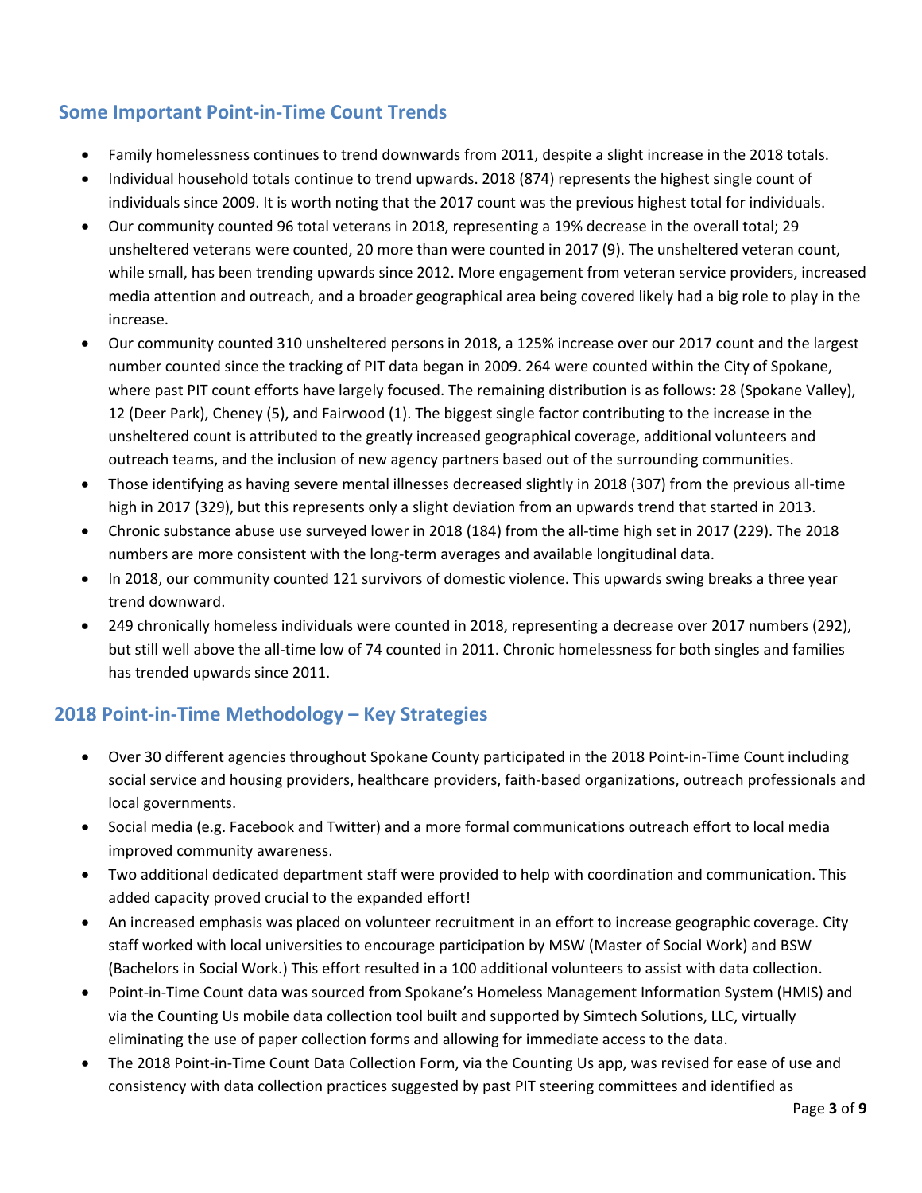## Some Important Point-in-Time Count Trends

- Family homelessness continues to trend downwards from 2011, despite a slight increase in the 2018 totals.
- Individual household totals continue to trend upwards. 2018 (874) represents the highest single count of individuals since 2009. It is worth noting that the 2017 count was the previous highest total for individuals.
- Our community counted 96 total veterans in 2018, representing a 19% decrease in the overall total; 29 unsheltered veterans were counted, 20 more than were counted in 2017 (9). The unsheltered veteran count, while small, has been trending upwards since 2012. More engagement from veteran service providers, increased media attention and outreach, and a broader geographical area being covered likely had a big role to play in the increase.
- Our community counted 310 unsheltered persons in 2018, a 125% increase over our 2017 count and the largest number counted since the tracking of PIT data began in 2009. 264 were counted within the City of Spokane, where past PIT count efforts have largely focused. The remaining distribution is as follows: 28 (Spokane Valley), 12 (Deer Park), Cheney (5), and Fairwood (1). The biggest single factor contributing to the increase in the unsheltered count is attributed to the greatly increased geographical coverage, additional volunteers and outreach teams, and the inclusion of new agency partners based out of the surrounding communities.
- Those identifying as having severe mental illnesses decreased slightly in 2018 (307) from the previous all-time high in 2017 (329), but this represents only a slight deviation from an upwards trend that started in 2013.
- Chronic substance abuse use surveyed lower in 2018 (184) from the all-time high set in 2017 (229). The 2018 numbers are more consistent with the long-term averages and available longitudinal data.
- In 2018, our community counted 121 survivors of domestic violence. This upwards swing breaks a three year trend downward.
- 249 chronically homeless individuals were counted in 2018, representing a decrease over 2017 numbers (292), but still well above the all-time low of 74 counted in 2011. Chronic homelessness for both singles and families has trended upwards since 2011.

## 2018 Point-in-Time Methodology – Key Strategies

- Over 30 different agencies throughout Spokane County participated in the 2018 Point-in-Time Count including social service and housing providers, healthcare providers, faith-based organizations, outreach professionals and local governments.
- Social media (e.g. Facebook and Twitter) and a more formal communications outreach effort to local media improved community awareness.
- Two additional dedicated department staff were provided to help with coordination and communication. This added capacity proved crucial to the expanded effort!
- An increased emphasis was placed on volunteer recruitment in an effort to increase geographic coverage. City staff worked with local universities to encourage participation by MSW (Master of Social Work) and BSW (Bachelors in Social Work.) This effort resulted in a 100 additional volunteers to assist with data collection.
- Point-in-Time Count data was sourced from Spokane's Homeless Management Information System (HMIS) and via the Counting Us mobile data collection tool built and supported by Simtech Solutions, LLC, virtually eliminating the use of paper collection forms and allowing for immediate access to the data.
- The 2018 Point-in-Time Count Data Collection Form, via the Counting Us app, was revised for ease of use and consistency with data collection practices suggested by past PIT steering committees and identified as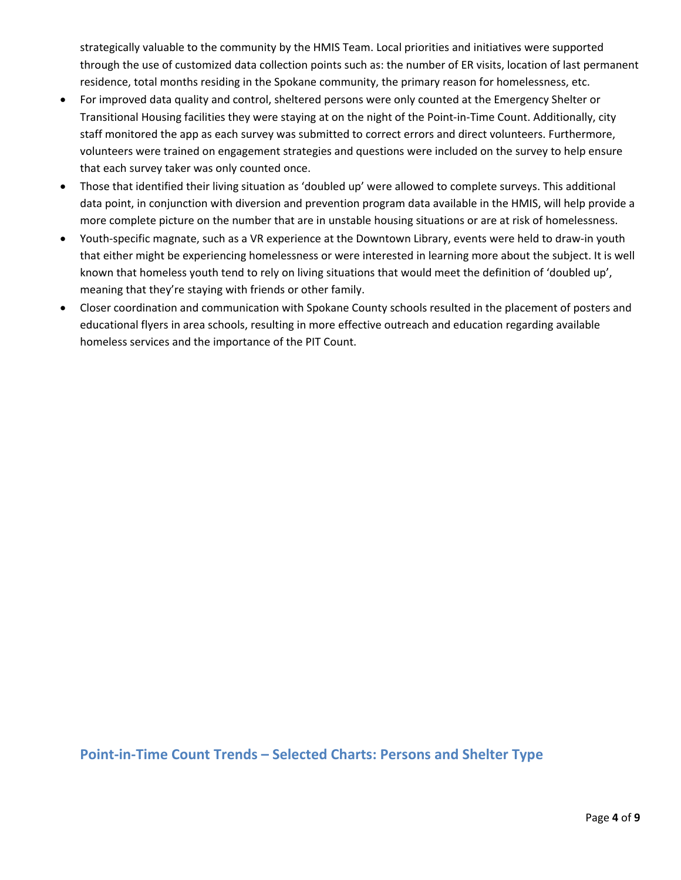strategically valuable to the community by the HMIS Team. Local priorities and initiatives were supported through the use of customized data collection points such as: the number of ER visits, location of last permanent residence, total months residing in the Spokane community, the primary reason for homelessness, etc.

- For improved data quality and control, sheltered persons were only counted at the Emergency Shelter or Transitional Housing facilities they were staying at on the night of the Point-in-Time Count. Additionally, city staff monitored the app as each survey was submitted to correct errors and direct volunteers. Furthermore, volunteers were trained on engagement strategies and questions were included on the survey to help ensure that each survey taker was only counted once.
- Those that identified their living situation as 'doubled up' were allowed to complete surveys. This additional data point, in conjunction with diversion and prevention program data available in the HMIS, will help provide a more complete picture on the number that are in unstable housing situations or are at risk of homelessness.
- Youth-specific magnate, such as a VR experience at the Downtown Library, events were held to draw-in youth that either might be experiencing homelessness or were interested in learning more about the subject. It is well known that homeless youth tend to rely on living situations that would meet the definition of 'doubled up', meaning that they're staying with friends or other family.
- Closer coordination and communication with Spokane County schools resulted in the placement of posters and educational flyers in area schools, resulting in more effective outreach and education regarding available homeless services and the importance of the PIT Count.

## Point-in-Time Count Trends – Selected Charts: Persons and Shelter Type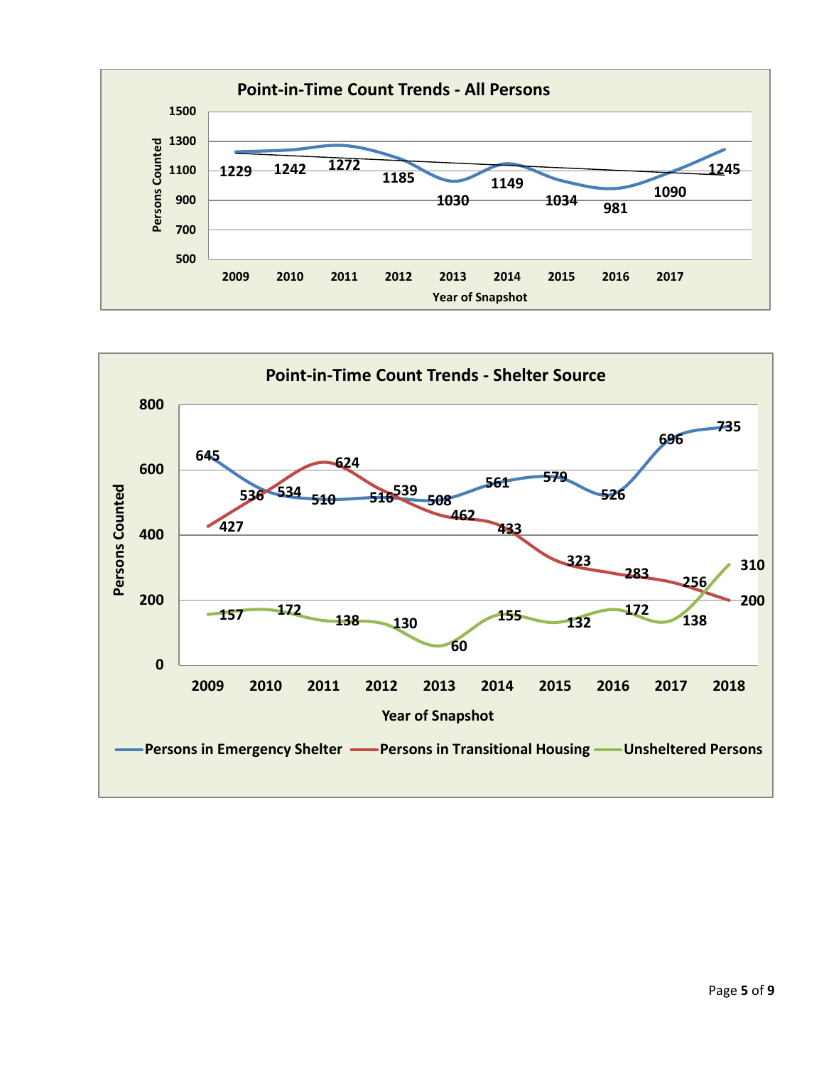## Point-in-Time Count Trends - All Persons

| Year of Snapshot | 2009 | 2010 | 2011 | 2012 | 2013 | 2014 | 2015 | 2016 | 2017 | |
|---|---|---|---|---|---|---|---|---|---|---|
| Persons Counted | 1229 | 1242 | 1272 | 1185 | 1030 | 1149 | 1034 | 981 | 1090 | 1245 |

## Point-in-Time Count Trends - Shelter Source

| Year of Snapshot | 2009 | 2010 | 2011 | 2012 | 2013 | 2014 | 2015 | 2016 | 2017 | 2018 |
|---|---|---|---|---|---|---|---|---|---|---|
| Persons in Emergency Shelter | 645 | 536 | 510 | 516 | 508 | 561 | 579 | 526 | 696 | 735 |
| Persons in Transitional Housing | 427 | 534 | 624 | 539 | 462 | 433 | 323 | 283 | 256 | 200 |
| Unsheltered Persons | 157 | 172 | 138 | 130 | 60 | 155 | 132 | 172 | 138 | 310 |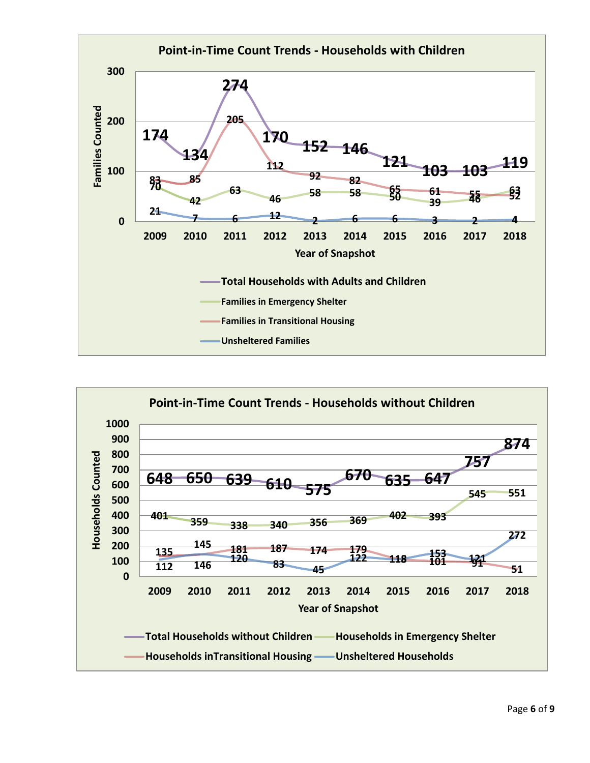## Point-in-Time Count Trends - Households with Children

| Year of Snapshot | Total Households with Adults and Children | Families in Emergency Shelter | Families in Transitional Housing | Unsheltered Families |
|---|---|---|---|---|
| 2009 | 174 | 70 | 83 | 21 |
| 2010 | 134 | 42 | 85 | 7 |
| 2011 | 274 | 63 | 205 | 6 |
| 2012 | 170 | 46 | 112 | 12 |
| 2013 | 152 | 58 | 92 | 2 |
| 2014 | 146 | 58 | 82 | 6 |
| 2015 | 121 | 50 | 65 | 6 |
| 2016 | 103 | 39 | 61 | 3 |
| 2017 | 103 | 46 | 55 | 2 |
| 2018 | 119 | 63 | 52 | 4 |

## Point-in-Time Count Trends - Households without Children

| Year of Snapshot | Total Households without Children | Households in Emergency Shelter | Households inTransitional Housing | Unsheltered Households |
|---|---|---|---|---|
| 2009 | 648 | 401 | 135 | 112 |
| 2010 | 650 | 359 | 145 | 146 |
| 2011 | 639 | 338 | 181 | 120 |
| 2012 | 610 | 340 | 187 | 83 |
| 2013 | 575 | 356 | 174 | 45 |
| 2014 | 670 | 369 | 179 | 122 |
| 2015 | 635 | 402 | 118 | |
| 2016 | 647 | 393 | 101 | 153 |
| 2017 | 757 | 545 | 91 | 121 |
| 2018 | 874 | 551 | 51 | 272 |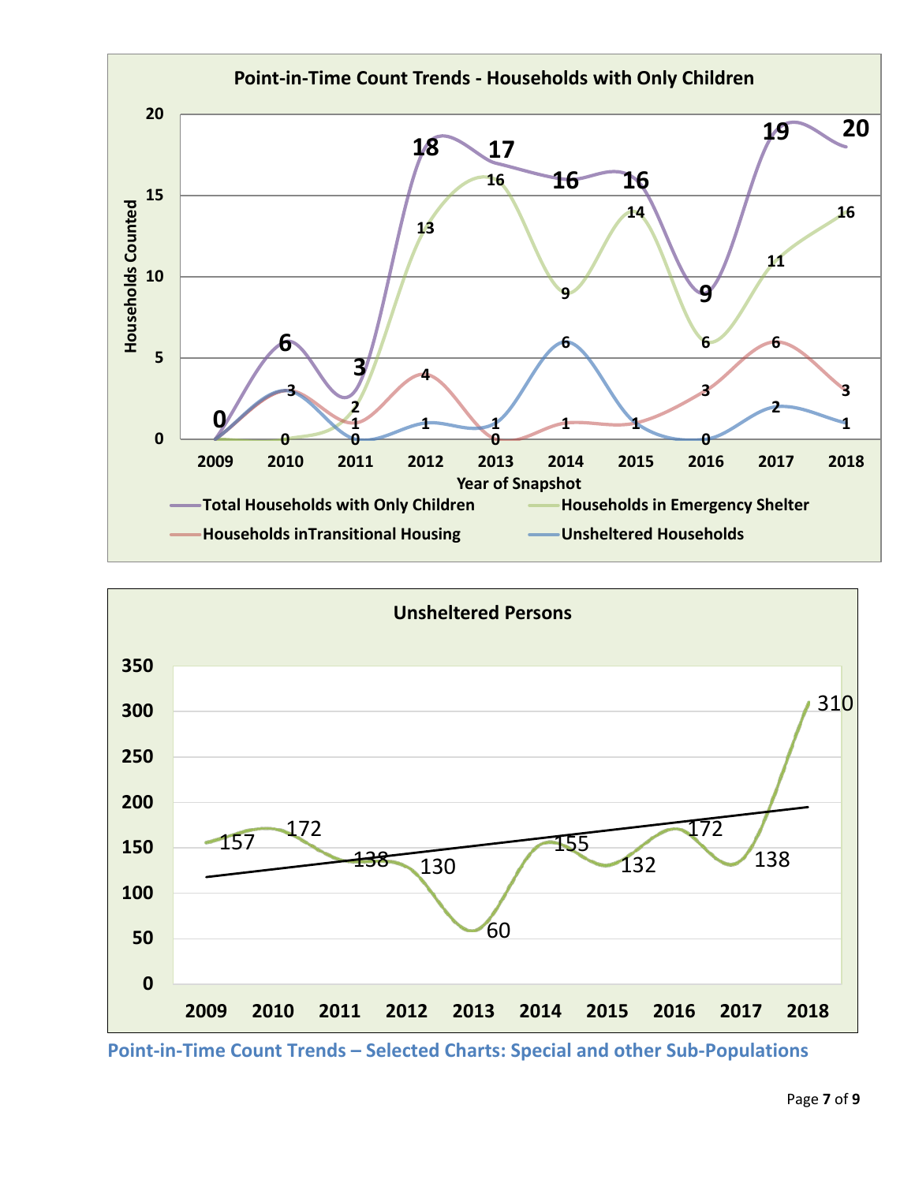**Point-in-Time Count Trends - Households with Only Children**

| Year of Snapshot | Total Households with Only Children | Households in Emergency Shelter | Households inTransitional Housing | Unsheltered Households |
|---|---|---|---|---|
| 2009 | 0 | | | |
| 2010 | 6 | 0 | 3 | 3 |
| 2011 | 3 | 2 | 1 | 0 |
| 2012 | 18 | 13 | 4 | 1 |
| 2013 | 17 | 16 | 0 | 1 |
| 2014 | 16 | 9 | 1 | 6 |
| 2015 | 16 | 14 | 1 | 1 |
| 2016 | 9 | 6 | 3 | 0 |
| 2017 | 19 | 11 | 6 | 2 |
| 2018 | 20 | 16 | 3 | 1 |

**Unsheltered Persons**

| Year | Unsheltered Persons |
|---|---|
| 2009 | 157 |
| 2010 | 172 |
| 2011 | 138 |
| 2012 | 130 |
| 2013 | 60 |
| 2014 | 155 |
| 2015 | 132 |
| 2016 | 172 |
| 2017 | 138 |
| 2018 | 310 |

**Point-in-Time Count Trends – Selected Charts: Special and other Sub-Populations**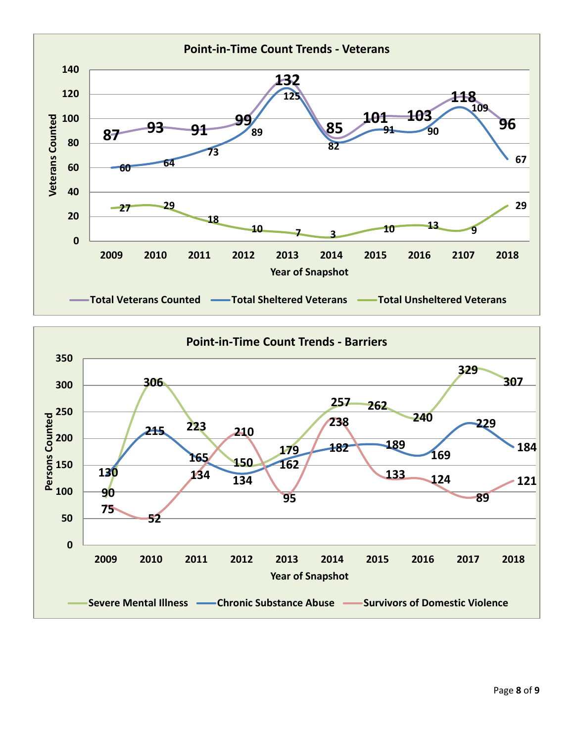## Point-in-Time Count Trends - Veterans

| Year of Snapshot | Total Veterans Counted | Total Sheltered Veterans | Total Unsheltered Veterans |
|---|---|---|---|
| 2009 | 87 | 60 | 27 |
| 2010 | 93 | 64 | 29 |
| 2011 | 91 | 73 | 18 |
| 2012 | 99 | 89 | 10 |
| 2013 | 132 | 125 | 7 |
| 2014 | 85 | 82 | 3 |
| 2015 | 101 | 91 | 10 |
| 2016 | 103 | 90 | 13 |
| 2107 | 118 | 109 | 9 |
| 2018 | 96 | 67 | 29 |

## Point-in-Time Count Trends - Barriers

| Year of Snapshot | Severe Mental Illness | Chronic Substance Abuse | Survivors of Domestic Violence |
|---|---|---|---|
| 2009 | 90 | 130 | 75 |
| 2010 | 306 | 215 | 52 |
| 2011 | 223 | 165 | 134 |
| 2012 | 150 | 134 | 210 |
| 2013 | 179 | 162 | 95 |
| 2014 | 257 | 182 | 238 |
| 2015 | 262 | 189 | 133 |
| 2016 | 240 | 169 | 124 |
| 2017 | 329 | 229 | 89 |
| 2018 | 307 | 184 | 121 |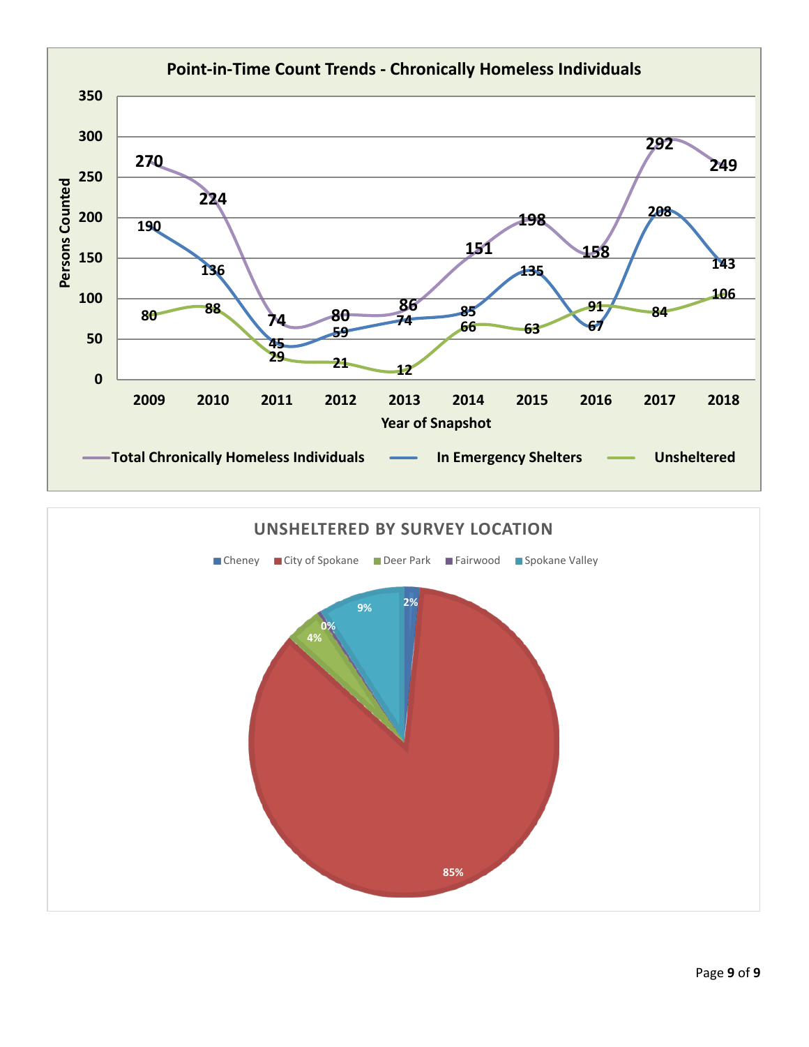Point-in-Time Count Trends - Chronically Homeless Individuals

Persons Counted

350
300
250
200
150
100
50
0

270 224 74 80 86 151 198 158 292 249

190 136 45 59 74 85 135 67 208 143

80 88 29 21 12 66 63 91 84 106

2009 2010 2011 2012 2013 2014 2015 2016 2017 2018

Year of Snapshot

Total Chronically Homeless Individuals
In Emergency Shelters
Unsheltered

UNSHELTERED BY SURVEY LOCATION

Cheney
City of Spokane
Deer Park
Fairwood
Spokane Valley

2%
85%
4%
0%
9%